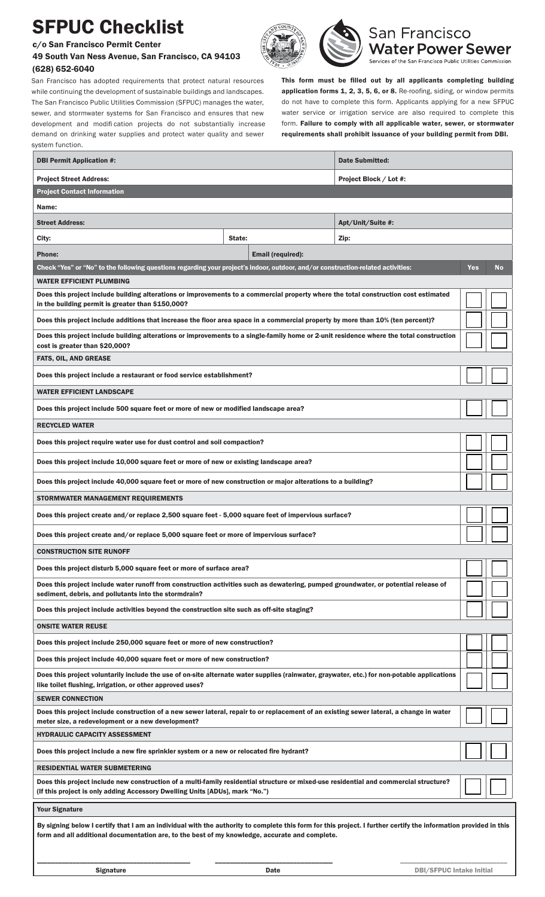# SFPUC Checklist

**c/o San Francisco Permit Center**
**49 South Van Ness Avenue, San Francisco, CA 94103**
**(628) 652-6040**

San Francisco Water Power Sewer
Services of the San Francisco Public Utilities Commission

San Francisco has adopted requirements that protect natural resources while continuing the development of sustainable buildings and landscapes. The San Francisco Public Utilities Commission (SFPUC) manages the water, sewer, and stormwater systems for San Francisco and ensures that new development and modification projects do not substantially increase demand on drinking water supplies and protect water quality and sewer system function.

**This form must be filled out by all applicants completing building application forms 1, 2, 3, 5, 6, or 8.** Re-roofing, siding, or window permits do not have to complete this form. Applicants applying for a new SFPUC water service or irrigation service are also required to complete this form. **Failure to comply with all applicable water, sewer, or stormwater requirements shall prohibit issuance of your building permit from DBI.**

| DBI Permit Application #: | | Date Submitted: |
|---|---|---|
| Project Street Address: | | Project Block / Lot #: |
| **Project Contact Information** | | |
| Name: | | |
| Street Address: | | Apt/Unit/Suite #: |
| City: | State: | Zip: |
| Phone: | Email (required): | |

| Check "Yes" or "No" to the following questions regarding your project's indoor, outdoor, and/or construction-related activities: | Yes | No |
|---|---|---|
| **WATER EFFICIENT PLUMBING** | | |
| Does this project include building alterations or improvements to a commercial property where the total construction cost estimated in the building permit is greater than $150,000? | ☐ | ☐ |
| Does this project include additions that increase the floor area space in a commercial property by more than 10% (ten percent)? | ☐ | ☐ |
| Does this project include building alterations or improvements to a single-family home or 2-unit residence where the total construction cost is greater than $20,000? | ☐ | ☐ |
| **FATS, OIL, AND GREASE** | | |
| Does this project include a restaurant or food service establishment? | ☐ | ☐ |
| **WATER EFFICIENT LANDSCAPE** | | |
| Does this project include 500 square feet or more of new or modified landscape area? | ☐ | ☐ |
| **RECYCLED WATER** | | |
| Does this project require water use for dust control and soil compaction? | ☐ | ☐ |
| Does this project include 10,000 square feet or more of new or existing landscape area? | ☐ | ☐ |
| Does this project include 40,000 square feet or more of new construction or major alterations to a building? | ☐ | ☐ |
| **STORMWATER MANAGEMENT REQUIREMENTS** | | |
| Does this project create and/or replace 2,500 square feet - 5,000 square feet of impervious surface? | ☐ | ☐ |
| Does this project create and/or replace 5,000 square feet or more of impervious surface? | ☐ | ☐ |
| **CONSTRUCTION SITE RUNOFF** | | |
| Does this project disturb 5,000 square feet or more of surface area? | ☐ | ☐ |
| Does this project include water runoff from construction activities such as dewatering, pumped groundwater, or potential release of sediment, debris, and pollutants into the stormdrain? | ☐ | ☐ |
| Does this project include activities beyond the construction site such as off-site staging? | ☐ | ☐ |
| **ONSITE WATER REUSE** | | |
| Does this project include 250,000 square feet or more of new construction? | ☐ | ☐ |
| Does this project include 40,000 square feet or more of new construction? | ☐ | ☐ |
| Does this project voluntarily include the use of on-site alternate water supplies (rainwater, graywater, etc.) for non-potable applications like toilet flushing, irrigation, or other approved uses? | ☐ | ☐ |
| **SEWER CONNECTION** | | |
| Does this project include construction of a new sewer lateral, repair to or replacement of an existing sewer lateral, a change in water meter size, a redevelopment or a new development? | ☐ | ☐ |
| **HYDRAULIC CAPACITY ASSESSMENT** | | |
| Does this project include a new fire sprinkler system or a new or relocated fire hydrant? | ☐ | ☐ |
| **RESIDENTIAL WATER SUBMETERING** | | |
| Does this project include new construction of a multi-family residential structure or mixed-use residential and commercial structure? (If this project is only adding Accessory Dwelling Units [ADUs], mark "No.") | ☐ | ☐ |

**Your Signature**

By signing below I certify that I am an individual with the authority to complete this form for this project. I further certify the information provided in this form and all additional documentation are, to the best of my knowledge, accurate and complete.

| ____________________ | ____________________ | ____________________ |
|---|---|---|
| Signature | Date | DBI/SFPUC Intake Initial |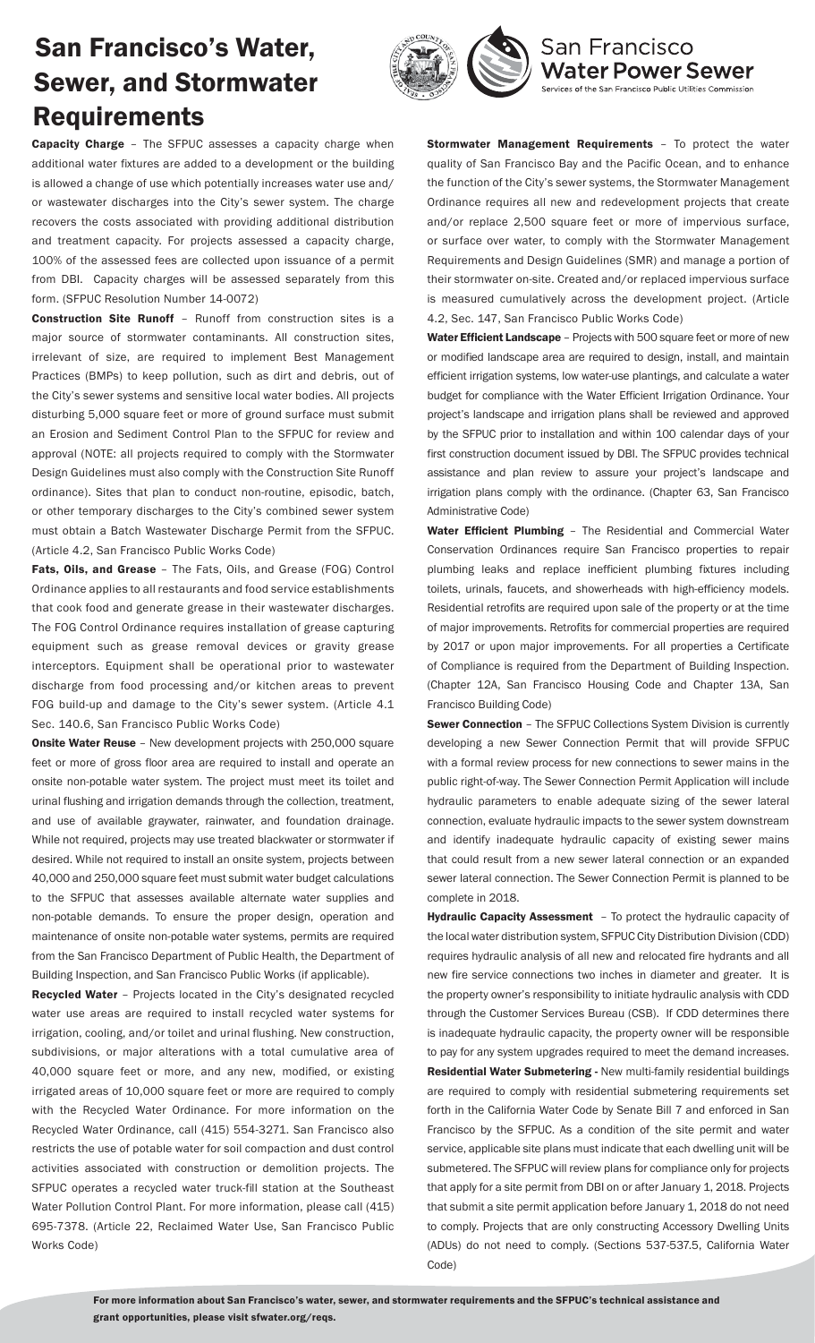# San Francisco's Water, Sewer, and Stormwater Requirements

San Francisco
Water Power Sewer
Services of the San Francisco Public Utilities Commission

**Capacity Charge** – The SFPUC assesses a capacity charge when additional water fixtures are added to a development or the building is allowed a change of use which potentially increases water use and/or wastewater discharges into the City's sewer system. The charge recovers the costs associated with providing additional distribution and treatment capacity. For projects assessed a capacity charge, 100% of the assessed fees are collected upon issuance of a permit from DBI. Capacity charges will be assessed separately from this form. (SFPUC Resolution Number 14-0072)

**Construction Site Runoff** – Runoff from construction sites is a major source of stormwater contaminants. All construction sites, irrelevant of size, are required to implement Best Management Practices (BMPs) to keep pollution, such as dirt and debris, out of the City's sewer systems and sensitive local water bodies. All projects disturbing 5,000 square feet or more of ground surface must submit an Erosion and Sediment Control Plan to the SFPUC for review and approval (NOTE: all projects required to comply with the Stormwater Design Guidelines must also comply with the Construction Site Runoff ordinance). Sites that plan to conduct non-routine, episodic, batch, or other temporary discharges to the City's combined sewer system must obtain a Batch Wastewater Discharge Permit from the SFPUC. (Article 4.2, San Francisco Public Works Code)

**Fats, Oils, and Grease** – The Fats, Oils, and Grease (FOG) Control Ordinance applies to all restaurants and food service establishments that cook food and generate grease in their wastewater discharges. The FOG Control Ordinance requires installation of grease capturing equipment such as grease removal devices or gravity grease interceptors. Equipment shall be operational prior to wastewater discharge from food processing and/or kitchen areas to prevent FOG build-up and damage to the City's sewer system. (Article 4.1 Sec. 140.6, San Francisco Public Works Code)

**Onsite Water Reuse** – New development projects with 250,000 square feet or more of gross floor area are required to install and operate an onsite non-potable water system. The project must meet its toilet and urinal flushing and irrigation demands through the collection, treatment, and use of available graywater, rainwater, and foundation drainage. While not required, projects may use treated blackwater or stormwater if desired. While not required to install an onsite system, projects between 40,000 and 250,000 square feet must submit water budget calculations to the SFPUC that assesses available alternate water supplies and non-potable demands. To ensure the proper design, operation and maintenance of onsite non-potable water systems, permits are required from the San Francisco Department of Public Health, the Department of Building Inspection, and San Francisco Public Works (if applicable).

**Recycled Water** – Projects located in the City's designated recycled water use areas are required to install recycled water systems for irrigation, cooling, and/or toilet and urinal flushing. New construction, subdivisions, or major alterations with a total cumulative area of 40,000 square feet or more, and any new, modified, or existing irrigated areas of 10,000 square feet or more are required to comply with the Recycled Water Ordinance. For more information on the Recycled Water Ordinance, call (415) 554-3271. San Francisco also restricts the use of potable water for soil compaction and dust control activities associated with construction or demolition projects. The SFPUC operates a recycled water truck-fill station at the Southeast Water Pollution Control Plant. For more information, please call (415) 695-7378. (Article 22, Reclaimed Water Use, San Francisco Public Works Code)

**Stormwater Management Requirements** – To protect the water quality of San Francisco Bay and the Pacific Ocean, and to enhance the function of the City's sewer systems, the Stormwater Management Ordinance requires all new and redevelopment projects that create and/or replace 2,500 square feet or more of impervious surface, or surface over water, to comply with the Stormwater Management Requirements and Design Guidelines (SMR) and manage a portion of their stormwater on-site. Created and/or replaced impervious surface is measured cumulatively across the development project. (Article 4.2, Sec. 147, San Francisco Public Works Code)

**Water Efficient Landscape** – Projects with 500 square feet or more of new or modified landscape area are required to design, install, and maintain efficient irrigation systems, low water-use plantings, and calculate a water budget for compliance with the Water Efficient Irrigation Ordinance. Your project's landscape and irrigation plans shall be reviewed and approved by the SFPUC prior to installation and within 100 calendar days of your first construction document issued by DBI. The SFPUC provides technical assistance and plan review to assure your project's landscape and irrigation plans comply with the ordinance. (Chapter 63, San Francisco Administrative Code)

**Water Efficient Plumbing** – The Residential and Commercial Water Conservation Ordinances require San Francisco properties to repair plumbing leaks and replace inefficient plumbing fixtures including toilets, urinals, faucets, and showerheads with high-efficiency models. Residential retrofits are required upon sale of the property or at the time of major improvements. Retrofits for commercial properties are required by 2017 or upon major improvements. For all properties a Certificate of Compliance is required from the Department of Building Inspection. (Chapter 12A, San Francisco Housing Code and Chapter 13A, San Francisco Building Code)

**Sewer Connection** – The SFPUC Collections System Division is currently developing a new Sewer Connection Permit that will provide SFPUC with a formal review process for new connections to sewer mains in the public right-of-way. The Sewer Connection Permit Application will include hydraulic parameters to enable adequate sizing of the sewer lateral connection, evaluate hydraulic impacts to the sewer system downstream and identify inadequate hydraulic capacity of existing sewer mains that could result from a new sewer lateral connection or an expanded sewer lateral connection. The Sewer Connection Permit is planned to be complete in 2018.

**Hydraulic Capacity Assessment** – To protect the hydraulic capacity of the local water distribution system, SFPUC City Distribution Division (CDD) requires hydraulic analysis of all new and relocated fire hydrants and all new fire service connections two inches in diameter and greater. It is the property owner's responsibility to initiate hydraulic analysis with CDD through the Customer Services Bureau (CSB). If CDD determines there is inadequate hydraulic capacity, the property owner will be responsible to pay for any system upgrades required to meet the demand increases.

**Residential Water Submetering** - New multi-family residential buildings are required to comply with residential submetering requirements set forth in the California Water Code by Senate Bill 7 and enforced in San Francisco by the SFPUC. As a condition of the site permit and water service, applicable site plans must indicate that each dwelling unit will be submetered. The SFPUC will review plans for compliance only for projects that apply for a site permit from DBI on or after January 1, 2018. Projects that submit a site permit application before January 1, 2018 do not need to comply. Projects that are only constructing Accessory Dwelling Units (ADUs) do not need to comply. (Sections 537-537.5, California Water Code)

**For more information about San Francisco's water, sewer, and stormwater requirements and the SFPUC's technical assistance and grant opportunities, please visit sfwater.org/reqs.**